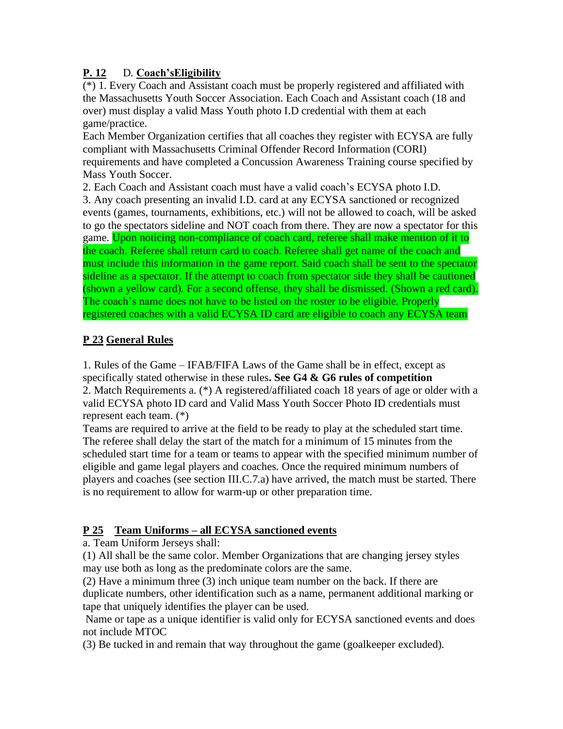**P. 12** D. **Coach'sEligibility**

(*) 1. Every Coach and Assistant coach must be properly registered and affiliated with the Massachusetts Youth Soccer Association. Each Coach and Assistant coach (18 and over) must display a valid Mass Youth photo I.D credential with them at each game/practice.

Each Member Organization certifies that all coaches they register with ECYSA are fully compliant with Massachusetts Criminal Offender Record Information (CORI) requirements and have completed a Concussion Awareness Training course specified by Mass Youth Soccer.

2. Each Coach and Assistant coach must have a valid coach's ECYSA photo I.D.

3. Any coach presenting an invalid I.D. card at any ECYSA sanctioned or recognized events (games, tournaments, exhibitions, etc.) will not be allowed to coach, will be asked to go the spectators sideline and NOT coach from there. They are now a spectator for this game. Upon noticing non-compliance of coach card, referee shall make mention of it to the coach. Referee shall return card to coach. Referee shall get name of the coach and must include this information in the game report. Said coach shall be sent to the spectator sideline as a spectator. If the attempt to coach from spectator side they shall be cautioned (shown a yellow card). For a second offense, they shall be dismissed. (Shown a red card). The coach's name does not have to be listed on the roster to be eligible. Properly registered coaches with a valid ECYSA ID card are eligible to coach any ECYSA team

**P 23 General Rules**

1. Rules of the Game – IFAB/FIFA Laws of the Game shall be in effect, except as specifically stated otherwise in these rules**. See G4 & G6 rules of competition**

2. Match Requirements a. (*) A registered/affiliated coach 18 years of age or older with a valid ECYSA photo ID card and Valid Mass Youth Soccer Photo ID credentials must represent each team. (*)

Teams are required to arrive at the field to be ready to play at the scheduled start time. The referee shall delay the start of the match for a minimum of 15 minutes from the scheduled start time for a team or teams to appear with the specified minimum number of eligible and game legal players and coaches. Once the required minimum numbers of players and coaches (see section III.C.7.a) have arrived, the match must be started. There is no requirement to allow for warm-up or other preparation time.

**P 25 Team Uniforms – all ECYSA sanctioned events**

a. Team Uniform Jerseys shall:

(1) All shall be the same color. Member Organizations that are changing jersey styles may use both as long as the predominate colors are the same.

(2) Have a minimum three (3) inch unique team number on the back. If there are duplicate numbers, other identification such as a name, permanent additional marking or tape that uniquely identifies the player can be used.

Name or tape as a unique identifier is valid only for ECYSA sanctioned events and does not include MTOC

(3) Be tucked in and remain that way throughout the game (goalkeeper excluded).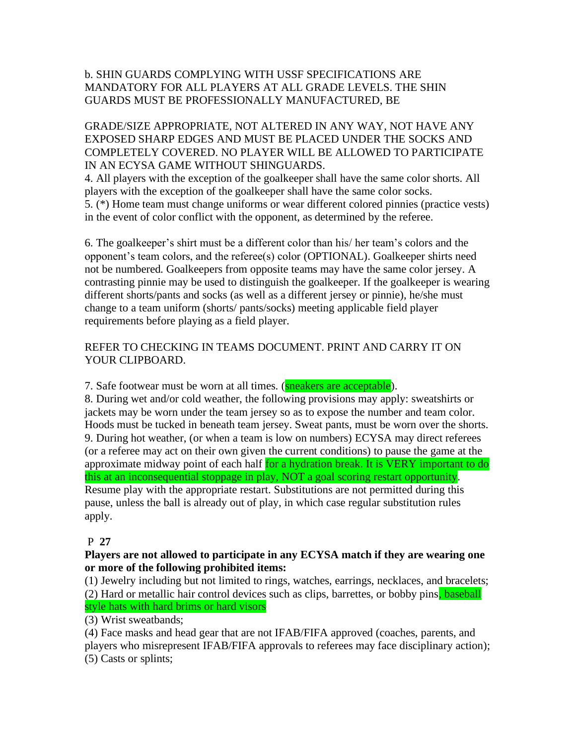b. SHIN GUARDS COMPLYING WITH USSF SPECIFICATIONS ARE MANDATORY FOR ALL PLAYERS AT ALL GRADE LEVELS. THE SHIN GUARDS MUST BE PROFESSIONALLY MANUFACTURED, BE

GRADE/SIZE APPROPRIATE, NOT ALTERED IN ANY WAY, NOT HAVE ANY EXPOSED SHARP EDGES AND MUST BE PLACED UNDER THE SOCKS AND COMPLETELY COVERED. NO PLAYER WILL BE ALLOWED TO PARTICIPATE IN AN ECYSA GAME WITHOUT SHINGUARDS.

4. All players with the exception of the goalkeeper shall have the same color shorts. All players with the exception of the goalkeeper shall have the same color socks.

5. (*) Home team must change uniforms or wear different colored pinnies (practice vests) in the event of color conflict with the opponent, as determined by the referee.

6. The goalkeeper's shirt must be a different color than his/ her team's colors and the opponent's team colors, and the referee(s) color (OPTIONAL). Goalkeeper shirts need not be numbered. Goalkeepers from opposite teams may have the same color jersey. A contrasting pinnie may be used to distinguish the goalkeeper. If the goalkeeper is wearing different shorts/pants and socks (as well as a different jersey or pinnie), he/she must change to a team uniform (shorts/ pants/socks) meeting applicable field player requirements before playing as a field player.

REFER TO CHECKING IN TEAMS DOCUMENT. PRINT AND CARRY IT ON YOUR CLIPBOARD.

7. Safe footwear must be worn at all times. (sneakers are acceptable).

8. During wet and/or cold weather, the following provisions may apply: sweatshirts or jackets may be worn under the team jersey so as to expose the number and team color. Hoods must be tucked in beneath team jersey. Sweat pants, must be worn over the shorts.

9. During hot weather, (or when a team is low on numbers) ECYSA may direct referees (or a referee may act on their own given the current conditions) to pause the game at the approximate midway point of each half for a hydration break. It is VERY important to do this at an inconsequential stoppage in play, NOT a goal scoring restart opportunity. Resume play with the appropriate restart. Substitutions are not permitted during this pause, unless the ball is already out of play, in which case regular substitution rules apply.

P **27**

**Players are not allowed to participate in any ECYSA match if they are wearing one or more of the following prohibited items:**

(1) Jewelry including but not limited to rings, watches, earrings, necklaces, and bracelets;
(2) Hard or metallic hair control devices such as clips, barrettes, or bobby pins, baseball style hats with hard brims or hard visors
(3) Wrist sweatbands;
(4) Face masks and head gear that are not IFAB/FIFA approved (coaches, parents, and players who misrepresent IFAB/FIFA approvals to referees may face disciplinary action);
(5) Casts or splints;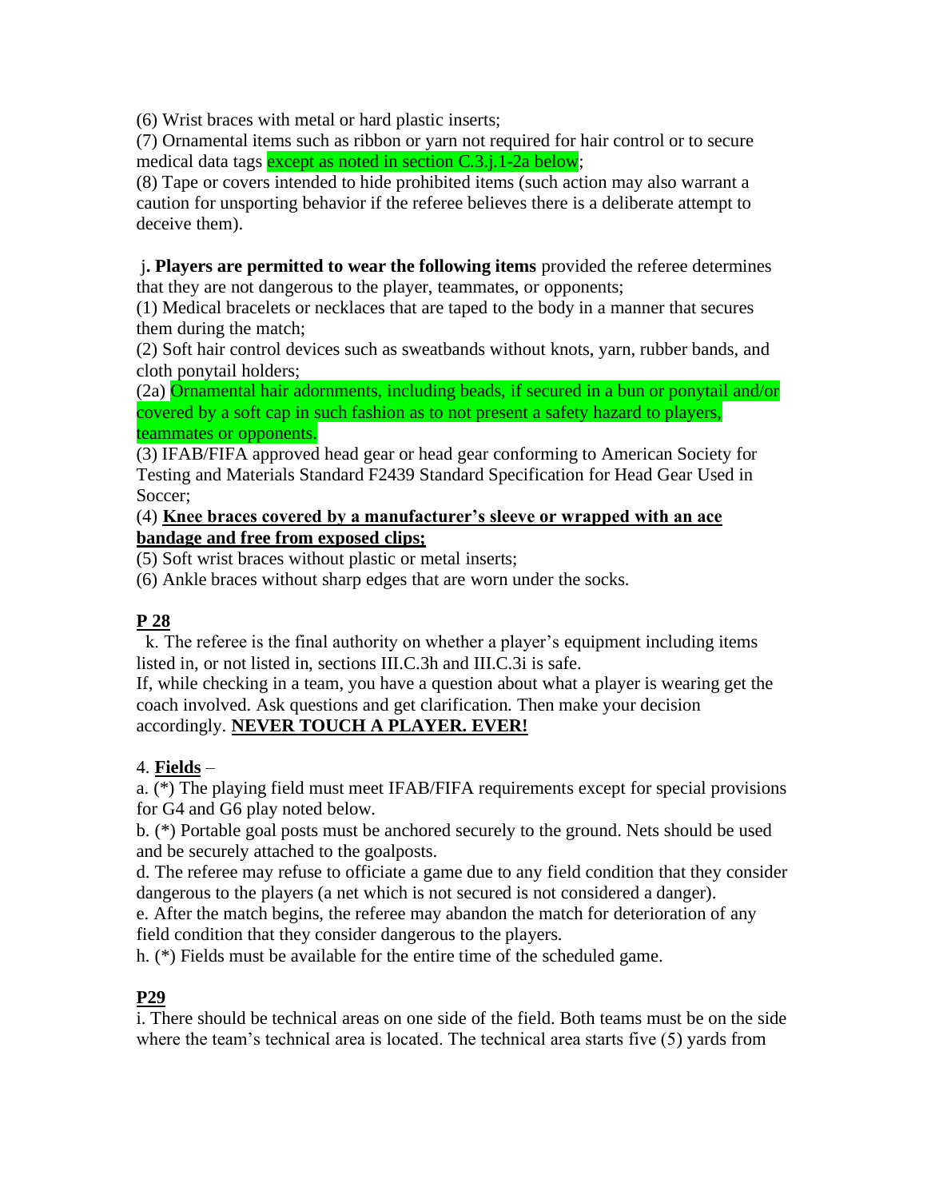(6) Wrist braces with metal or hard plastic inserts;
(7) Ornamental items such as ribbon or yarn not required for hair control or to secure medical data tags except as noted in section C.3.j.1-2a below;
(8) Tape or covers intended to hide prohibited items (such action may also warrant a caution for unsporting behavior if the referee believes there is a deliberate attempt to deceive them).

j**. Players are permitted to wear the following items** provided the referee determines that they are not dangerous to the player, teammates, or opponents;
(1) Medical bracelets or necklaces that are taped to the body in a manner that secures them during the match;
(2) Soft hair control devices such as sweatbands without knots, yarn, rubber bands, and cloth ponytail holders;
(2a) Ornamental hair adornments, including beads, if secured in a bun or ponytail and/or covered by a soft cap in such fashion as to not present a safety hazard to players, teammates or opponents.
(3) IFAB/FIFA approved head gear or head gear conforming to American Society for Testing and Materials Standard F2439 Standard Specification for Head Gear Used in Soccer;
(4) **Knee braces covered by a manufacturer's sleeve or wrapped with an ace bandage and free from exposed clips;**
(5) Soft wrist braces without plastic or metal inserts;
(6) Ankle braces without sharp edges that are worn under the socks.

**P 28**

k. The referee is the final authority on whether a player's equipment including items listed in, or not listed in, sections III.C.3h and III.C.3i is safe.
If, while checking in a team, you have a question about what a player is wearing get the coach involved. Ask questions and get clarification. Then make your decision accordingly. **NEVER TOUCH A PLAYER. EVER!**

4. **Fields** –
a. (*) The playing field must meet IFAB/FIFA requirements except for special provisions for G4 and G6 play noted below.
b. (*) Portable goal posts must be anchored securely to the ground. Nets should be used and be securely attached to the goalposts.
d. The referee may refuse to officiate a game due to any field condition that they consider dangerous to the players (a net which is not secured is not considered a danger).
e. After the match begins, the referee may abandon the match for deterioration of any field condition that they consider dangerous to the players.
h. (*) Fields must be available for the entire time of the scheduled game.

**P29**

i. There should be technical areas on one side of the field. Both teams must be on the side where the team's technical area is located. The technical area starts five (5) yards from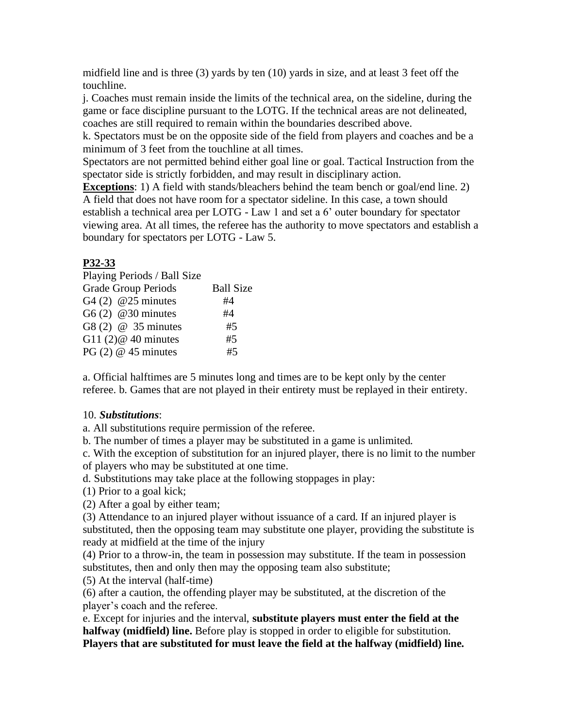midfield line and is three (3) yards by ten (10) yards in size, and at least 3 feet off the touchline.

j. Coaches must remain inside the limits of the technical area, on the sideline, during the game or face discipline pursuant to the LOTG. If the technical areas are not delineated, coaches are still required to remain within the boundaries described above.

k. Spectators must be on the opposite side of the field from players and coaches and be a minimum of 3 feet from the touchline at all times.

Spectators are not permitted behind either goal line or goal. Tactical Instruction from the spectator side is strictly forbidden, and may result in disciplinary action.

**Exceptions**: 1) A field with stands/bleachers behind the team bench or goal/end line. 2) A field that does not have room for a spectator sideline. In this case, a town should establish a technical area per LOTG - Law 1 and set a 6' outer boundary for spectator viewing area. At all times, the referee has the authority to move spectators and establish a boundary for spectators per LOTG - Law 5.

**P32-33**

Playing Periods / Ball Size

| Grade Group Periods | Ball Size |
|---|---|
| G4 (2) @25 minutes | #4 |
| G6 (2) @30 minutes | #4 |
| G8 (2) @ 35 minutes | #5 |
| G11 (2)@ 40 minutes | #5 |
| PG (2) @ 45 minutes | #5 |

a. Official halftimes are 5 minutes long and times are to be kept only by the center referee. b. Games that are not played in their entirety must be replayed in their entirety.

10. ***Substitutions***:

a. All substitutions require permission of the referee.

b. The number of times a player may be substituted in a game is unlimited.

c. With the exception of substitution for an injured player, there is no limit to the number of players who may be substituted at one time.

d. Substitutions may take place at the following stoppages in play:

(1) Prior to a goal kick;

(2) After a goal by either team;

(3) Attendance to an injured player without issuance of a card. If an injured player is substituted, then the opposing team may substitute one player, providing the substitute is ready at midfield at the time of the injury

(4) Prior to a throw-in, the team in possession may substitute. If the team in possession substitutes, then and only then may the opposing team also substitute;

(5) At the interval (half-time)

(6) after a caution, the offending player may be substituted, at the discretion of the player's coach and the referee.

e. Except for injuries and the interval, **substitute players must enter the field at the halfway (midfield) line.** Before play is stopped in order to eligible for substitution. **Players that are substituted for must leave the field at the halfway (midfield) line.**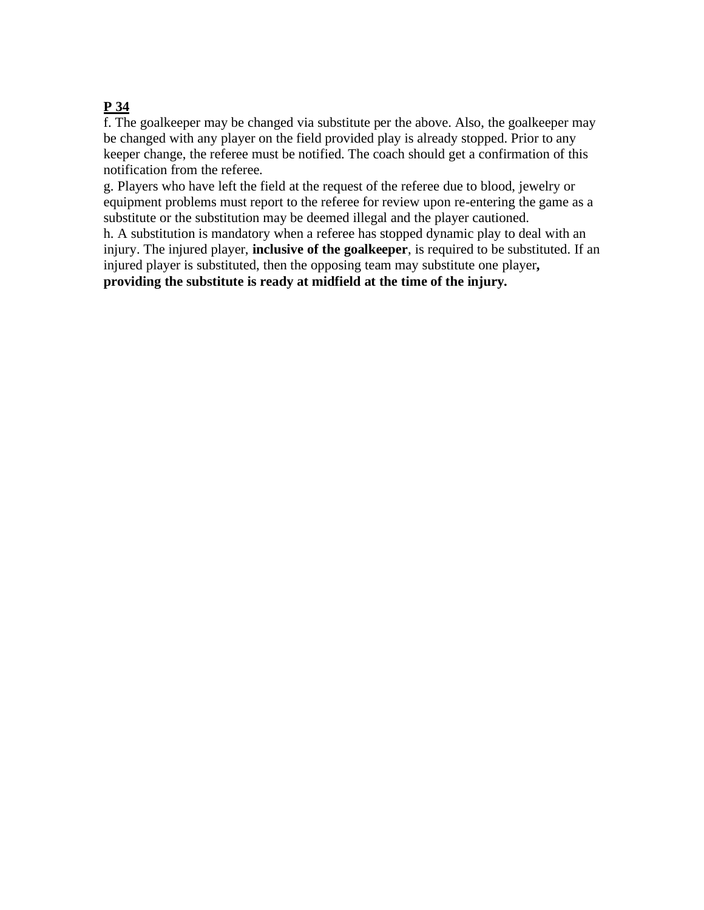**P 34**

f. The goalkeeper may be changed via substitute per the above. Also, the goalkeeper may be changed with any player on the field provided play is already stopped. Prior to any keeper change, the referee must be notified. The coach should get a confirmation of this notification from the referee.

g. Players who have left the field at the request of the referee due to blood, jewelry or equipment problems must report to the referee for review upon re-entering the game as a substitute or the substitution may be deemed illegal and the player cautioned.

h. A substitution is mandatory when a referee has stopped dynamic play to deal with an injury. The injured player, **inclusive of the goalkeeper**, is required to be substituted. If an injured player is substituted, then the opposing team may substitute one player**, providing the substitute is ready at midfield at the time of the injury.**